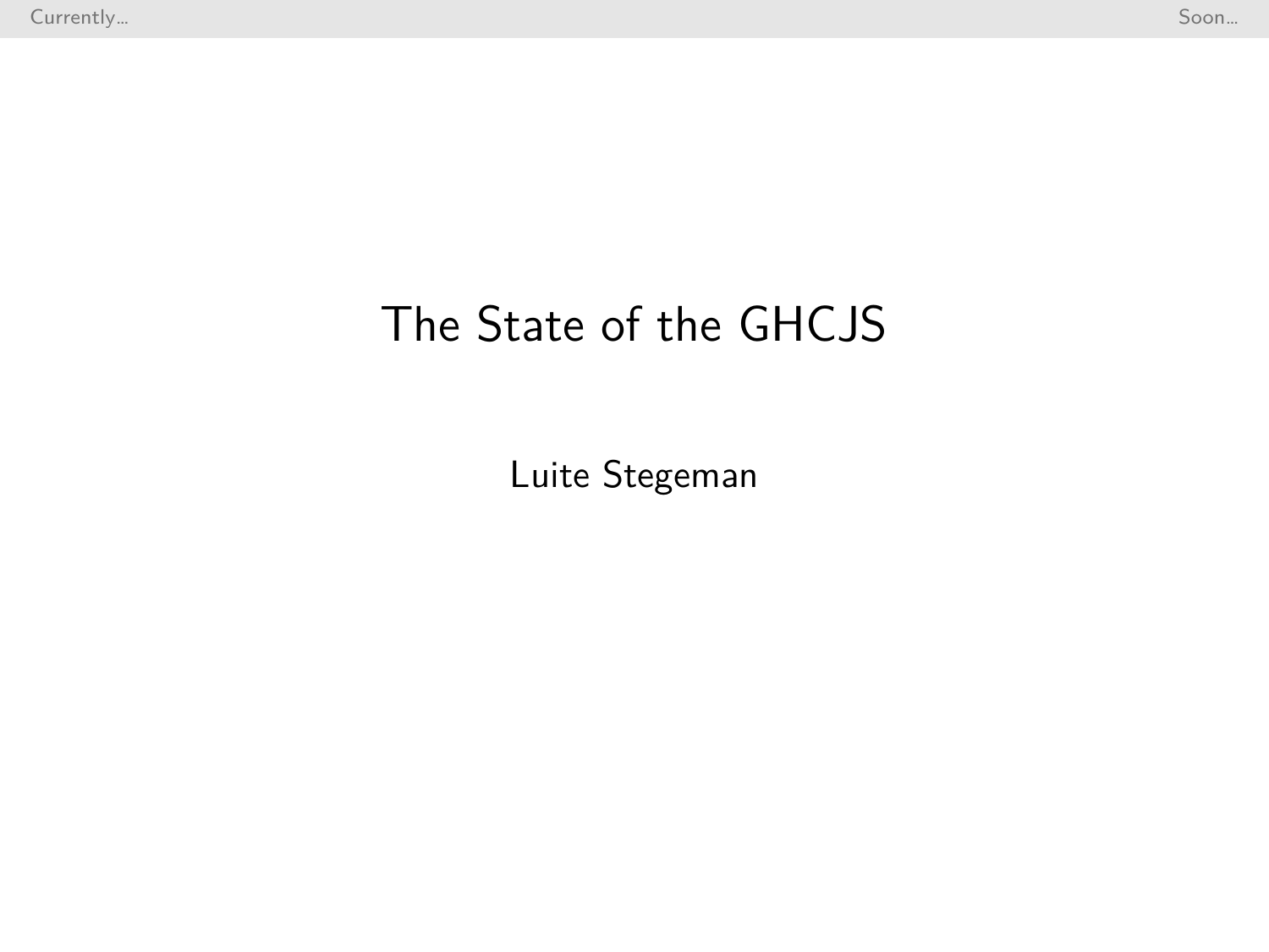# The State of the GHCJS

Luite Stegeman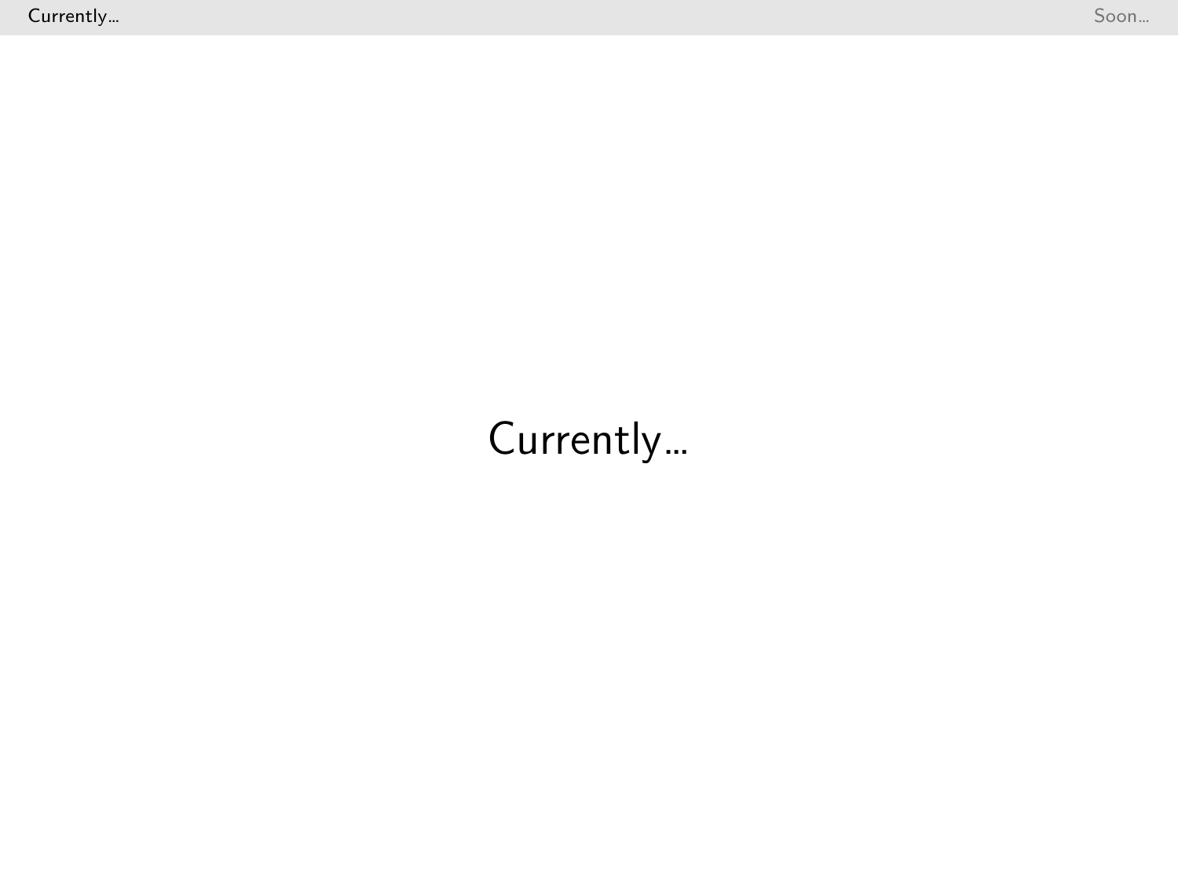Currently...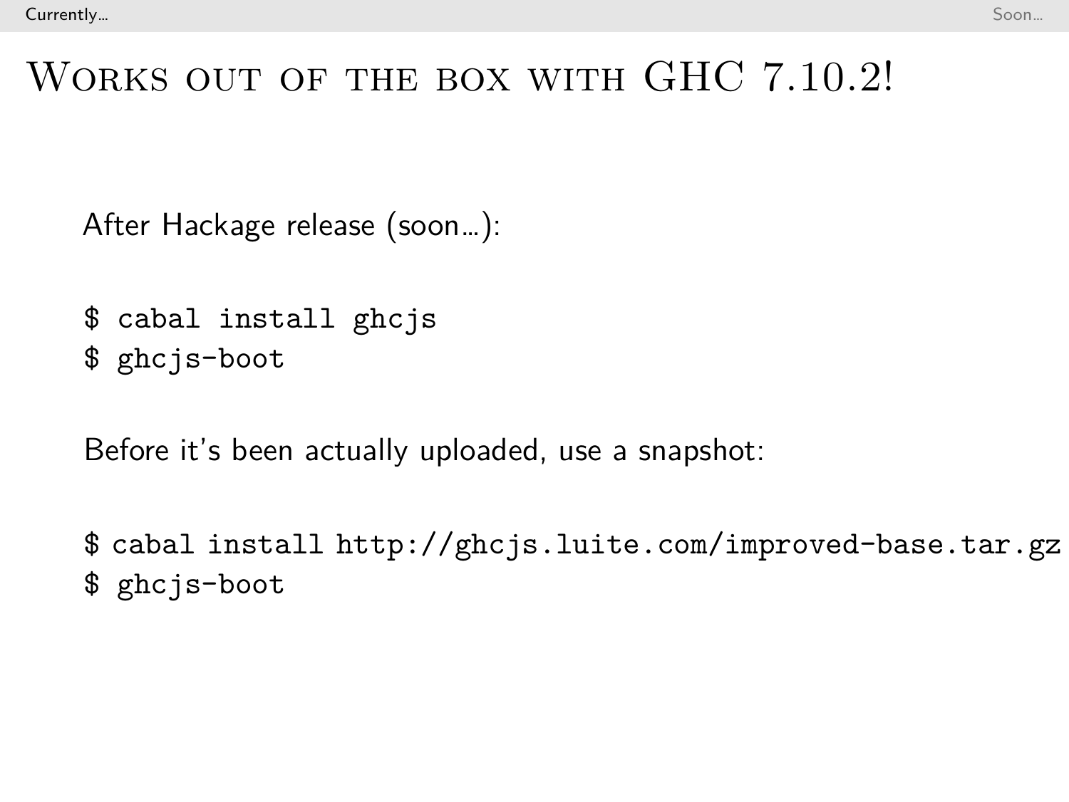# Works out of the box with GHC 7.10.2!

After Hackage release (soon...):

```
$ cabal install ghcjs
$ ghcjs-boot
```

Before it's been actually uploaded, use a snapshot:

```
$ cabal install http://ghcjs.luite.com/improved-base.tar.gz
$ ghcjs-boot
```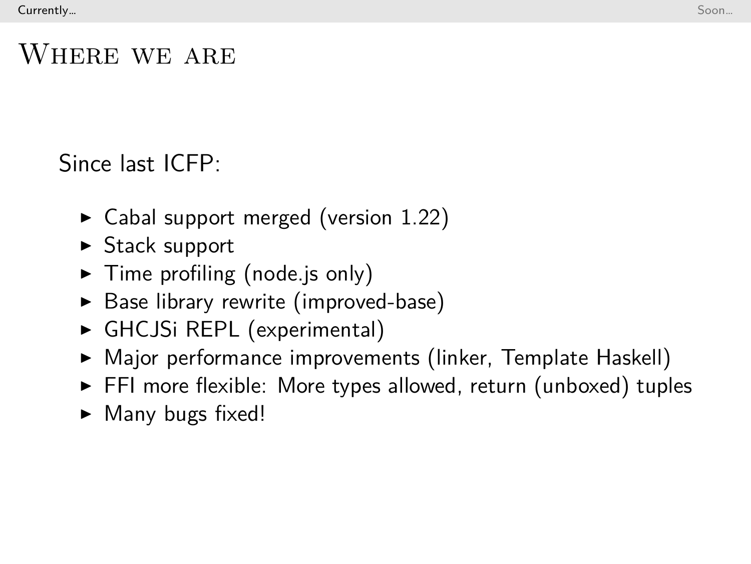# Where we are

Since last ICFP:

- Cabal support merged (version 1.22)
- Stack support
- Time profiling (node.js only)
- Base library rewrite (improved-base)
- GHCJSi REPL (experimental)
- Major performance improvements (linker, Template Haskell)
- FFI more flexible: More types allowed, return (unboxed) tuples
- Many bugs fixed!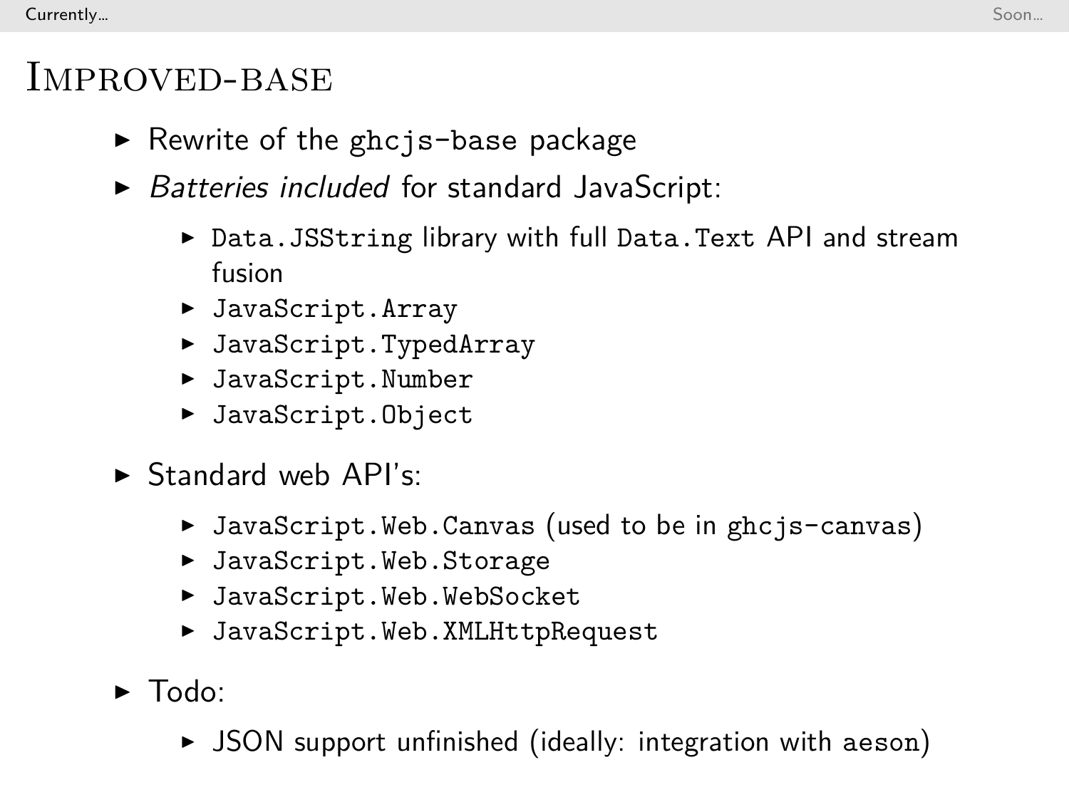# Improved-base

- Rewrite of the `ghcjs-base` package
- *Batteries included* for standard JavaScript:
  - `Data.JSString` library with full `Data.Text` API and stream fusion
  - `JavaScript.Array`
  - `JavaScript.TypedArray`
  - `JavaScript.Number`
  - `JavaScript.Object`
- Standard web API's:
  - `JavaScript.Web.Canvas` (used to be in `ghcjs-canvas`)
  - `JavaScript.Web.Storage`
  - `JavaScript.Web.WebSocket`
  - `JavaScript.Web.XMLHttpRequest`
- Todo:
  - JSON support unfinished (ideally: integration with `aeson`)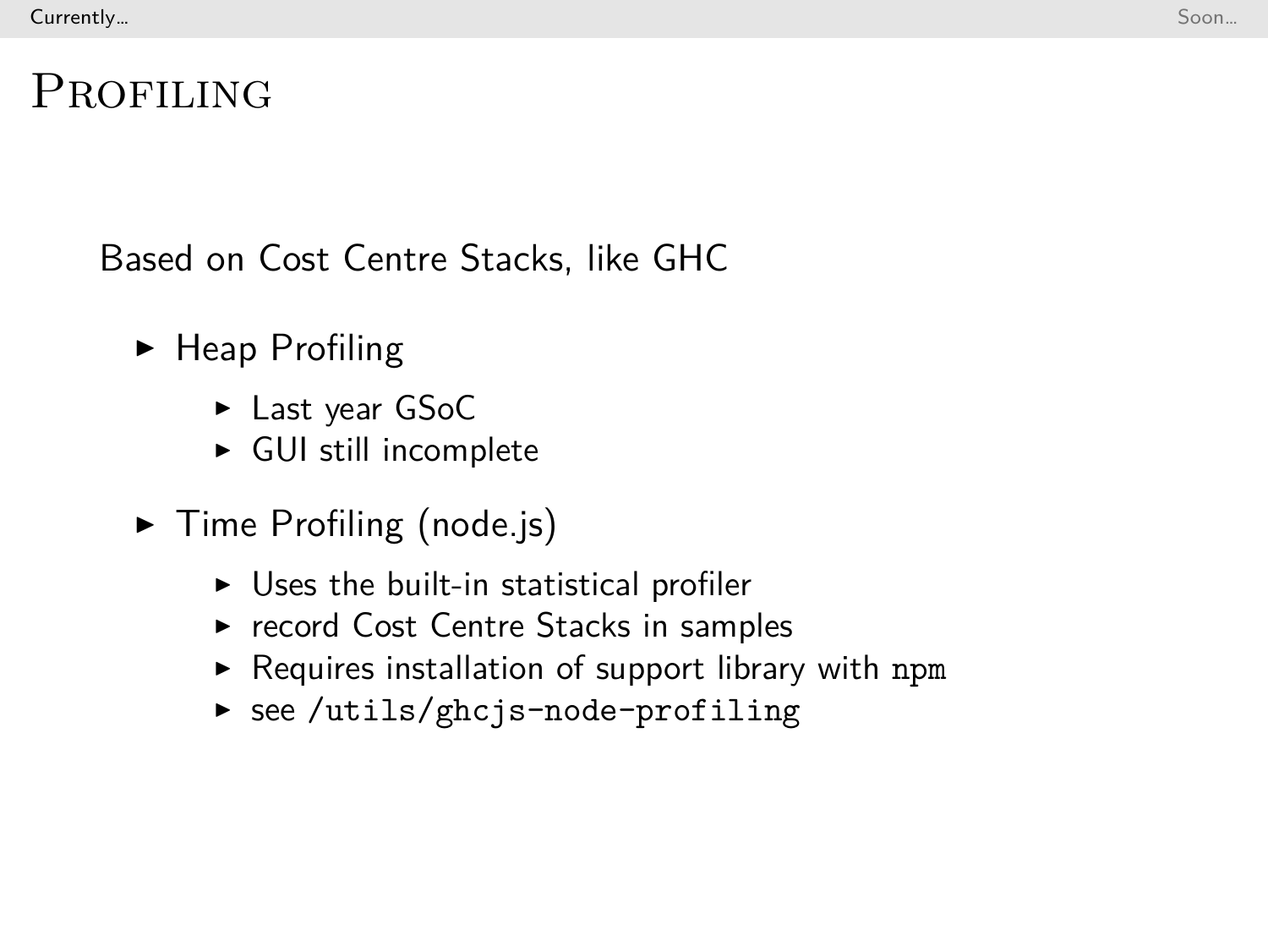# Profiling

Based on Cost Centre Stacks, like GHC

- Heap Profiling
  - Last year GSoC
  - GUI still incomplete
- Time Profiling (node.js)
  - Uses the built-in statistical profiler
  - record Cost Centre Stacks in samples
  - Requires installation of support library with `npm`
  - see `/utils/ghcjs-node-profiling`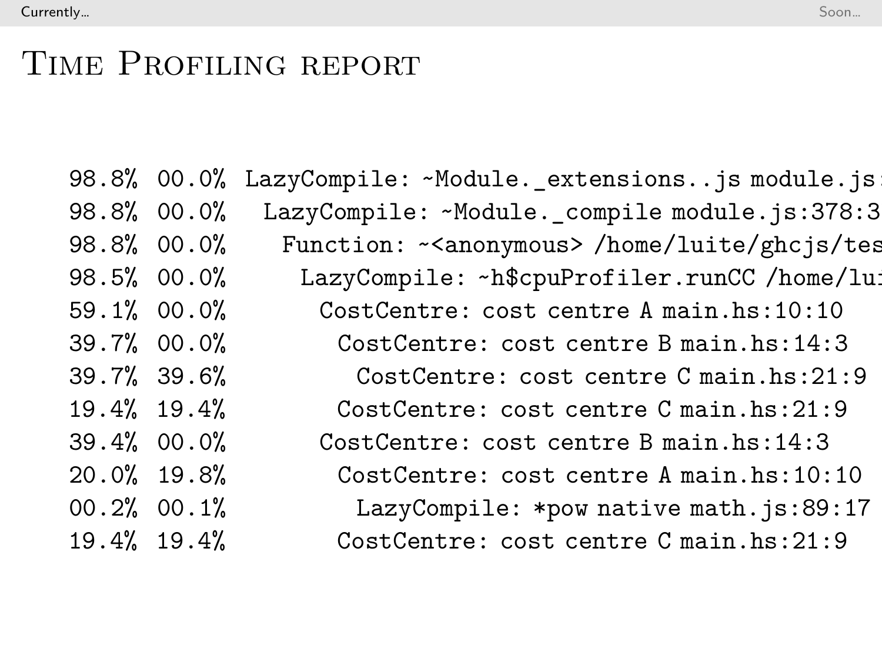# Time Profiling report

```
98.8% 00.0% LazyCompile: ~Module._extensions..js module.js:
98.8% 00.0%   LazyCompile: ~Module._compile module.js:378:3
98.8% 00.0%     Function: ~<anonymous> /home/luite/ghcjs/tes
98.5% 00.0%       LazyCompile: ~h$cpuProfiler.runCC /home/lui
59.1% 00.0%         CostCentre: cost centre A main.hs:10:10
39.7% 00.0%           CostCentre: cost centre B main.hs:14:3
39.7% 39.6%             CostCentre: cost centre C main.hs:21:9
19.4% 19.4%           CostCentre: cost centre C main.hs:21:9
39.4% 00.0%         CostCentre: cost centre B main.hs:14:3
20.0% 19.8%           CostCentre: cost centre A main.hs:10:10
00.2% 00.1%             LazyCompile: *pow native math.js:89:17
19.4% 19.4%           CostCentre: cost centre C main.hs:21:9
```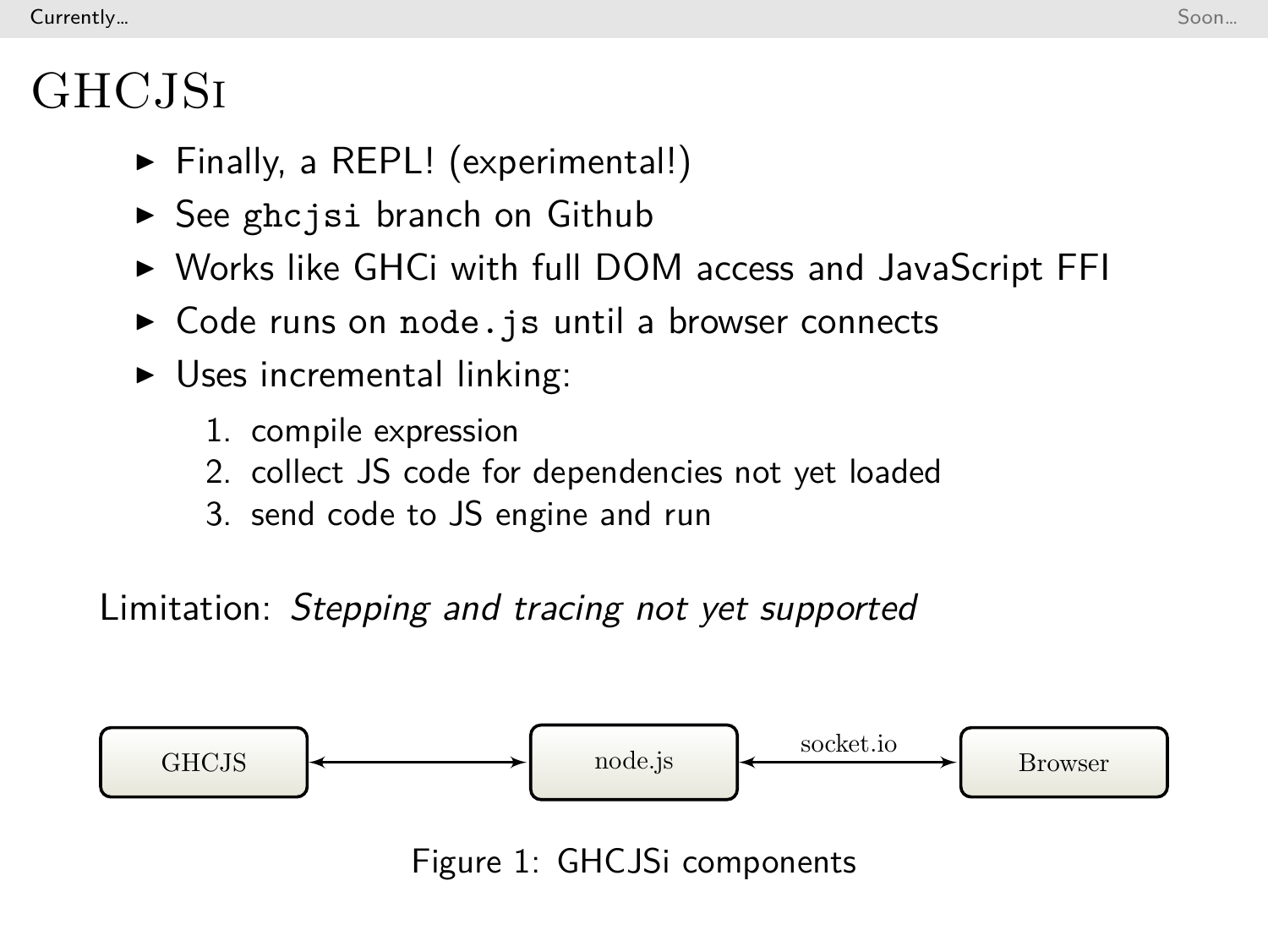# GHCJSi

- Finally, a REPL! (experimental!)
- See `ghcjsi` branch on Github
- Works like GHCi with full DOM access and JavaScript FFI
- Code runs on `node.js` until a browser connects
- Uses incremental linking:
  1. compile expression
  2. collect JS code for dependencies not yet loaded
  3. send code to JS engine and run

Limitation: *Stepping and tracing not yet supported*

GHCJS ⟷ node.js ⟷ (socket.io) ⟷ Browser

Figure 1: GHCJSi components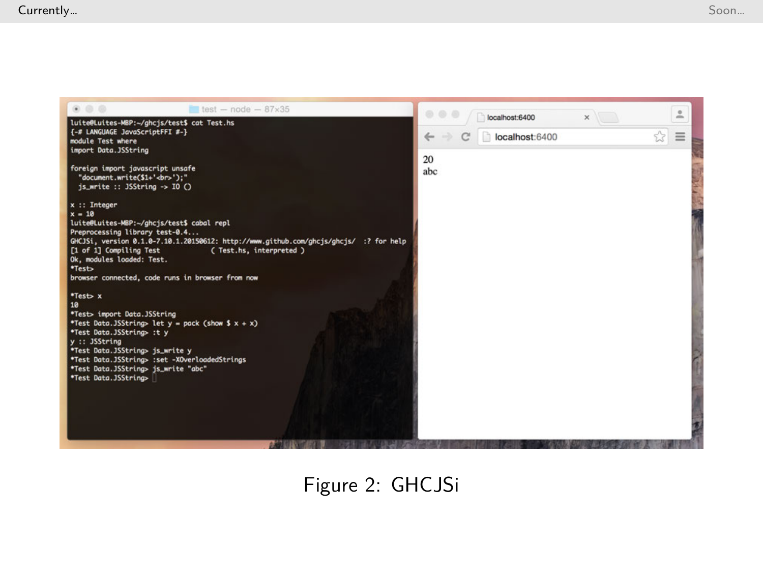```
luite@Luites-MBP:~/ghcjs/test$ cat Test.hs
{-# LANGUAGE JavaScriptFFI #-}
module Test where
import Data.JSString

foreign import javascript unsafe
  "document.write($1+'<br>');"
  js_write :: JSString -> IO ()

x :: Integer
x = 10
luite@Luites-MBP:~/ghcjs/test$ cabal repl
Preprocessing library test-0.4...
GHCJSi, version 0.1.0-7.10.1.20150612: http://www.github.com/ghcjs/ghcjs/  :? for help
[1 of 1] Compiling Test             ( Test.hs, interpreted )
Ok, modules loaded: Test.
*Test>
browser connected, code runs in browser from now

*Test> x
10
*Test> import Data.JSString
*Test Data.JSString> let y = pack (show $ x + x)
*Test Data.JSString> :t y
y :: JSString
*Test Data.JSString> js_write y
*Test Data.JSString> :set -XOverloadedStrings
*Test Data.JSString> js_write "abc"
*Test Data.JSString>
```

```
localhost:6400

20
abc
```

Figure 2: GHCJSi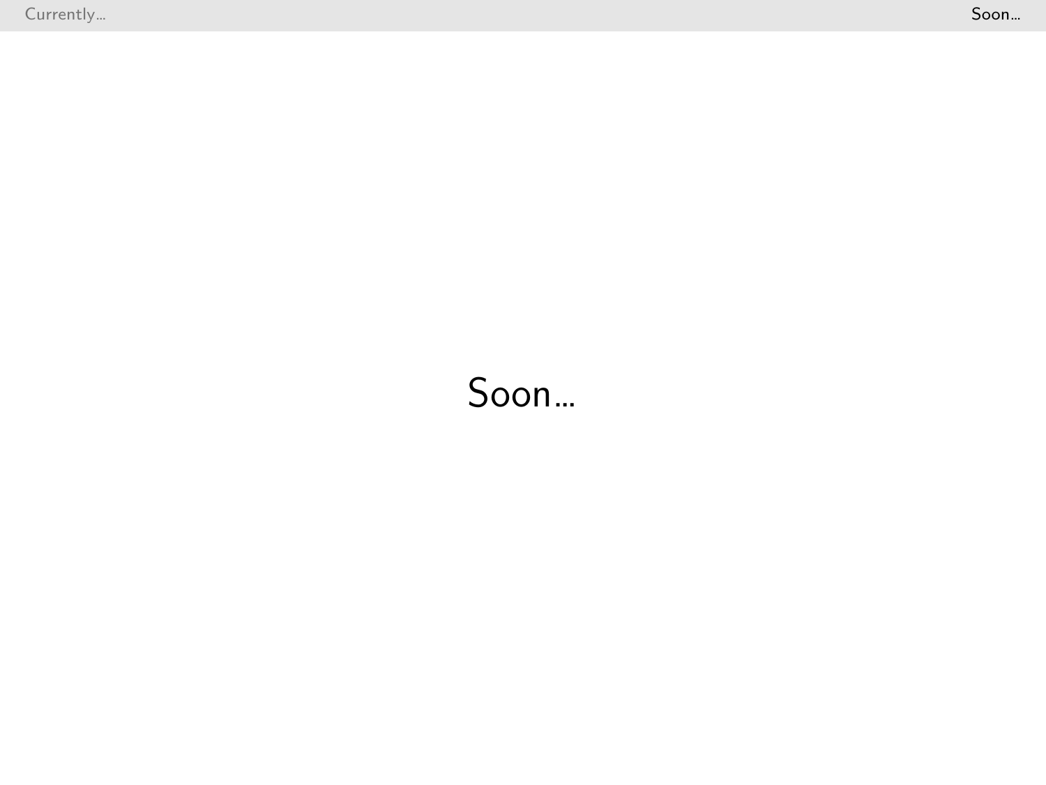Soon...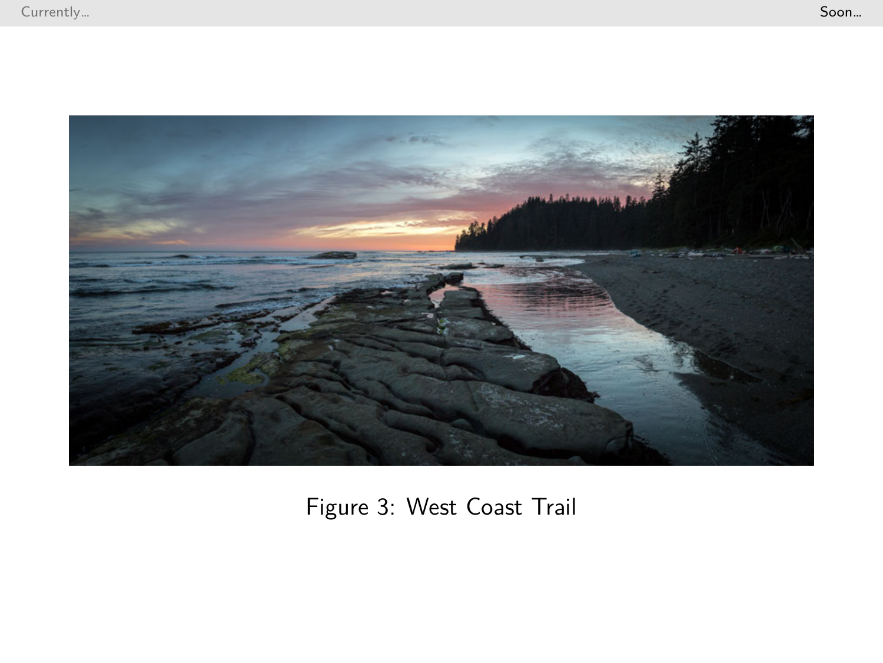Figure 3: West Coast Trail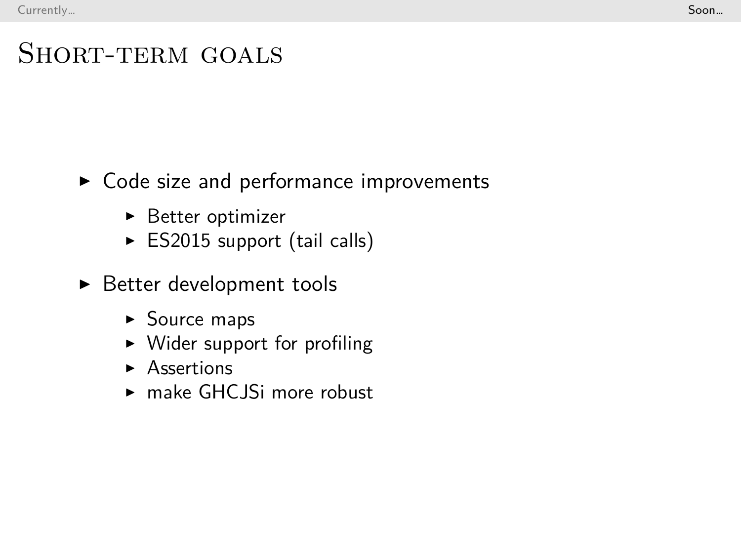# Short-term goals

- Code size and performance improvements
  - Better optimizer
  - ES2015 support (tail calls)
- Better development tools
  - Source maps
  - Wider support for profiling
  - Assertions
  - make GHCJSi more robust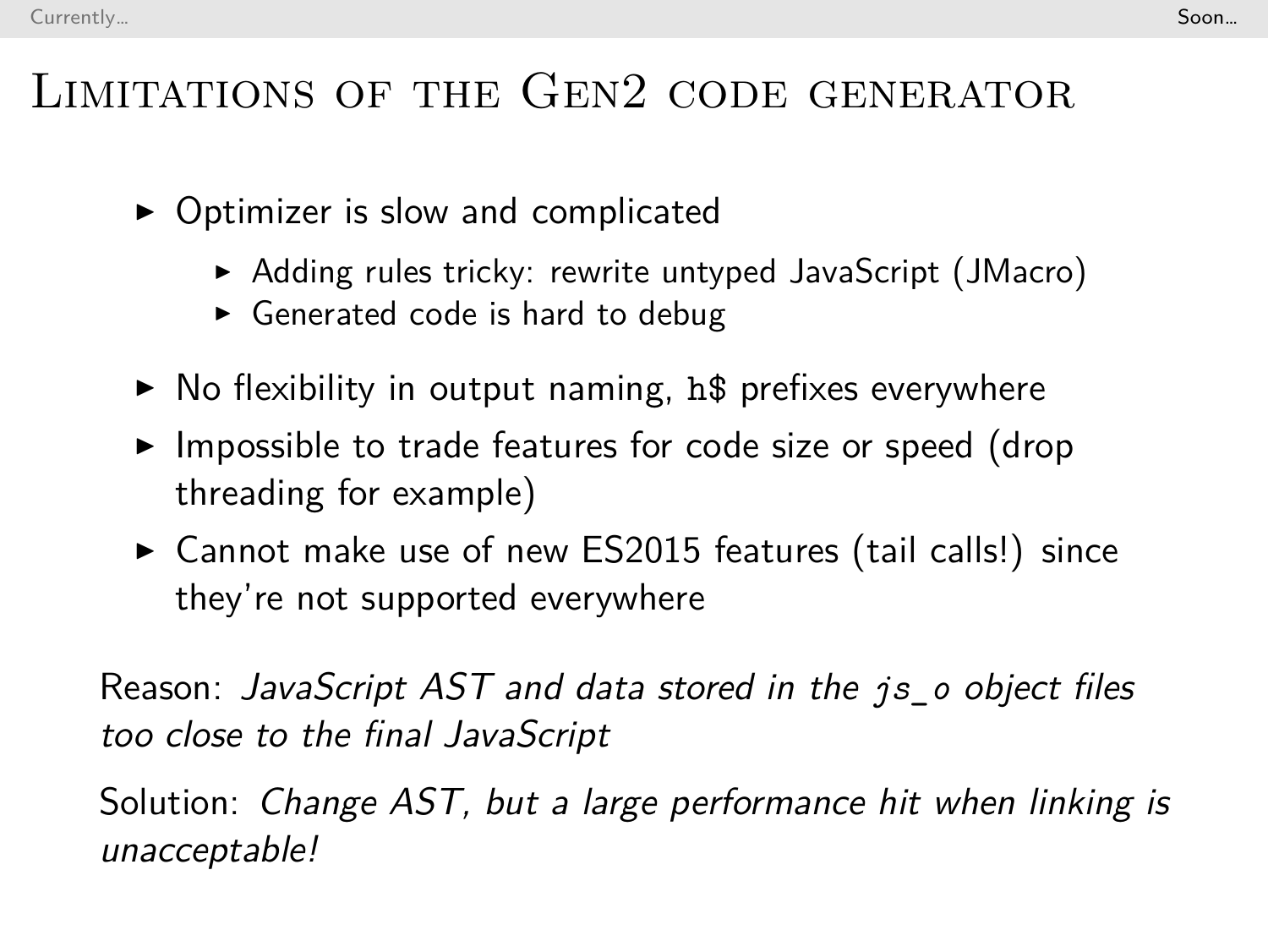# Limitations of the Gen2 code generator

- Optimizer is slow and complicated
  - Adding rules tricky: rewrite untyped JavaScript (JMacro)
  - Generated code is hard to debug
- No flexibility in output naming, `h$` prefixes everywhere
- Impossible to trade features for code size or speed (drop threading for example)
- Cannot make use of new ES2015 features (tail calls!) since they're not supported everywhere

Reason: *JavaScript AST and data stored in the `js_o` object files too close to the final JavaScript*

Solution: *Change AST, but a large performance hit when linking is unacceptable!*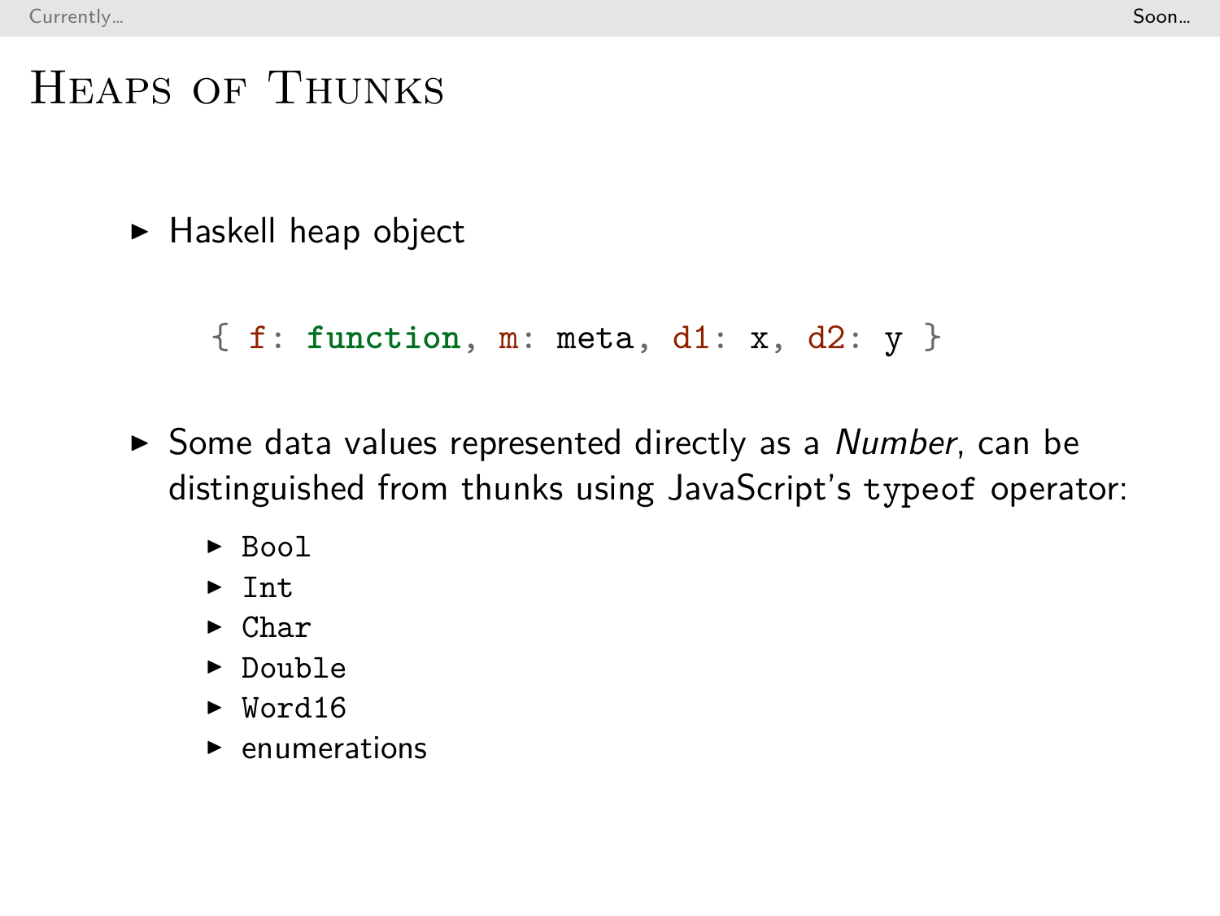# Heaps of Thunks

- Haskell heap object

```
{ f: function, m: meta, d1: x, d2: y }
```

- Some data values represented directly as a *Number*, can be distinguished from thunks using JavaScript's `typeof` operator:
  - `Bool`
  - `Int`
  - `Char`
  - `Double`
  - `Word16`
  - enumerations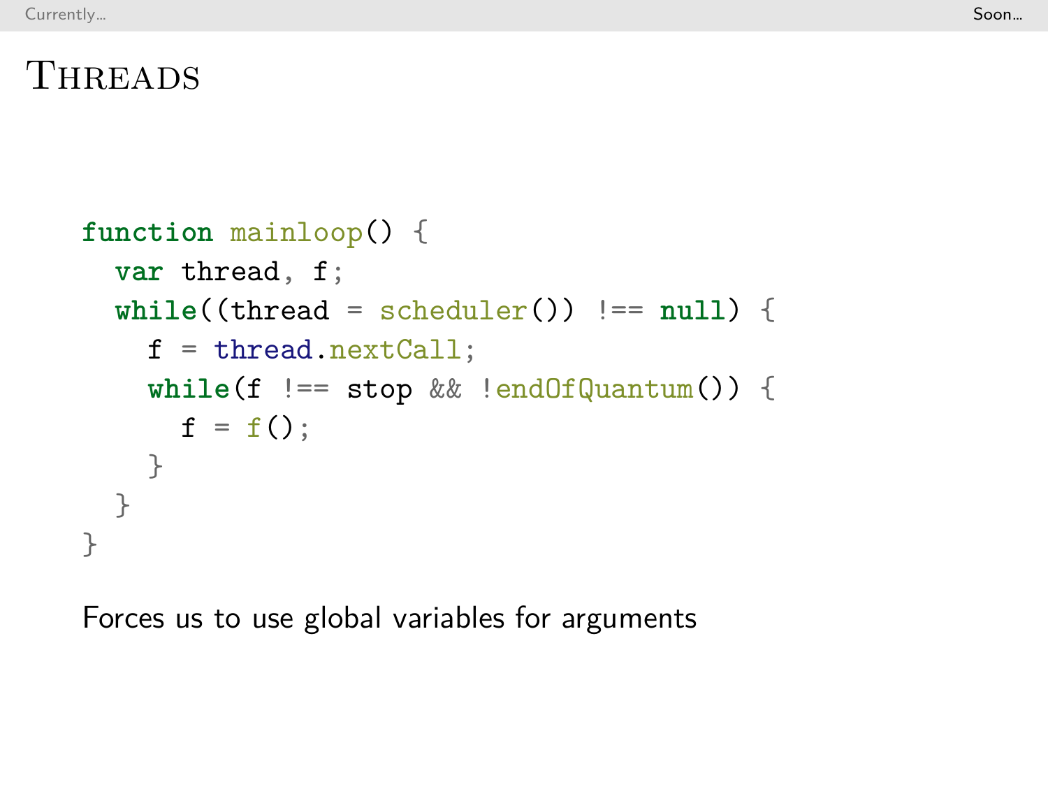# Threads

```
function mainloop() {
  var thread, f;
  while((thread = scheduler()) !== null) {
    f = thread.nextCall;
    while(f !== stop && !endOfQuantum()) {
      f = f();
    }
  }
}
```

Forces us to use global variables for arguments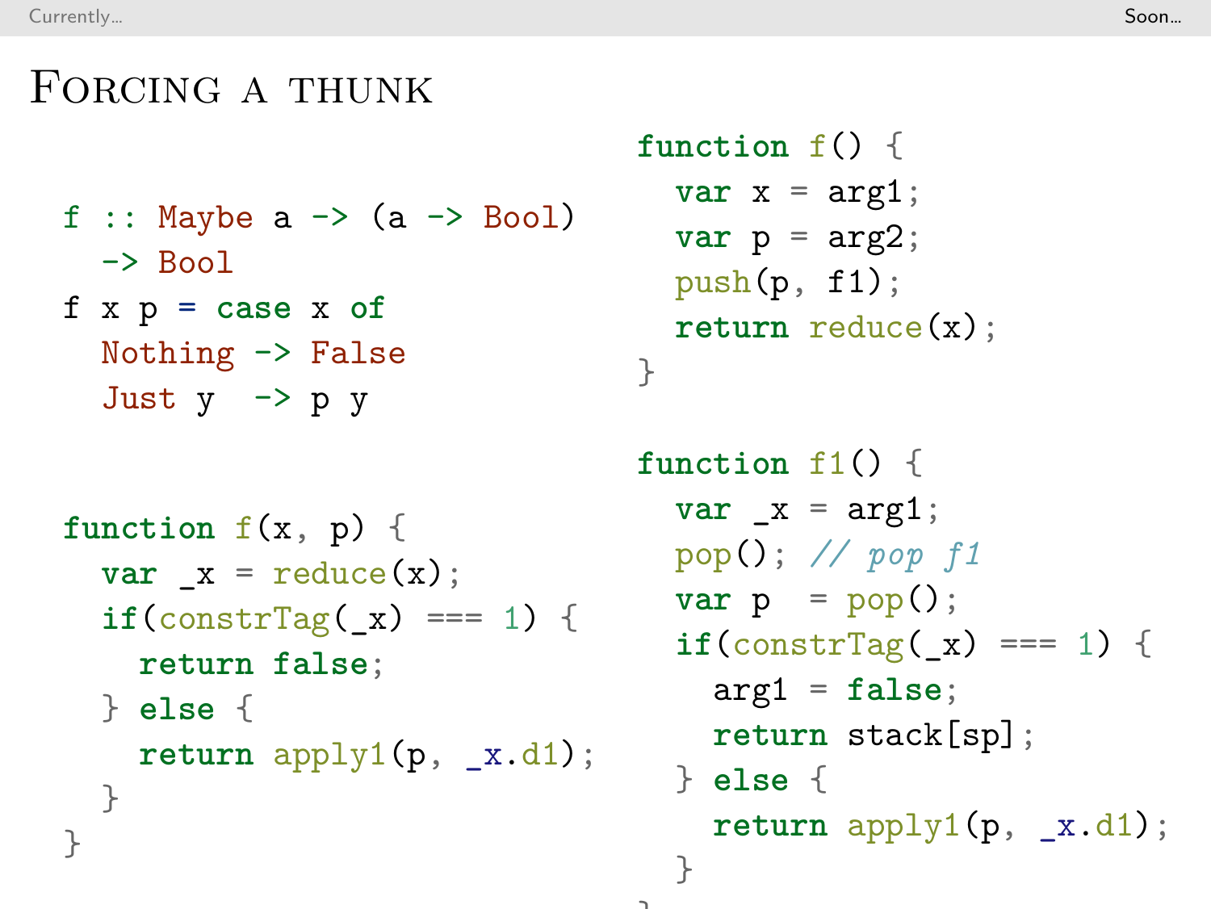# Forcing a thunk

```haskell
f :: Maybe a -> (a -> Bool)
  -> Bool
f x p = case x of
  Nothing -> False
  Just y  -> p y
```

```javascript
function f(x, p) {
  var _x = reduce(x);
  if(constrTag(_x) === 1) {
    return false;
  } else {
    return apply1(p, _x.d1);
  }
}
```

```javascript
function f() {
  var x = arg1;
  var p = arg2;
  push(p, f1);
  return reduce(x);
}

function f1() {
  var _x = arg1;
  pop(); // pop f1
  var p  = pop();
  if(constrTag(_x) === 1) {
    arg1 = false;
    return stack[sp];
  } else {
    return apply1(p, _x.d1);
  }
}
```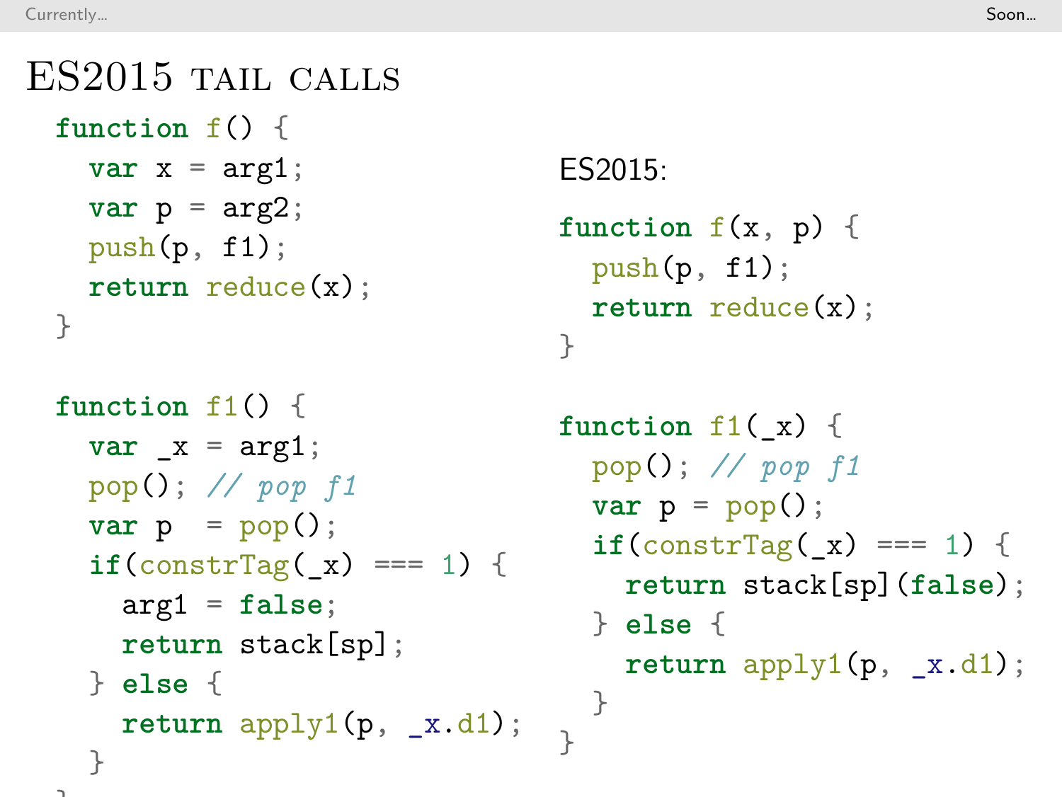# ES2015 tail calls

```
function f() {
  var x = arg1;
  var p = arg2;
  push(p, f1);
  return reduce(x);
}

function f1() {
  var _x = arg1;
  pop(); // pop f1
  var p  = pop();
  if(constrTag(_x) === 1) {
    arg1 = false;
    return stack[sp];
  } else {
    return apply1(p, _x.d1);
  }
}
```

ES2015:

```
function f(x, p) {
  push(p, f1);
  return reduce(x);
}

function f1(_x) {
  pop(); // pop f1
  var p = pop();
  if(constrTag(_x) === 1) {
    return stack[sp](false);
  } else {
    return apply1(p, _x.d1);
  }
}
```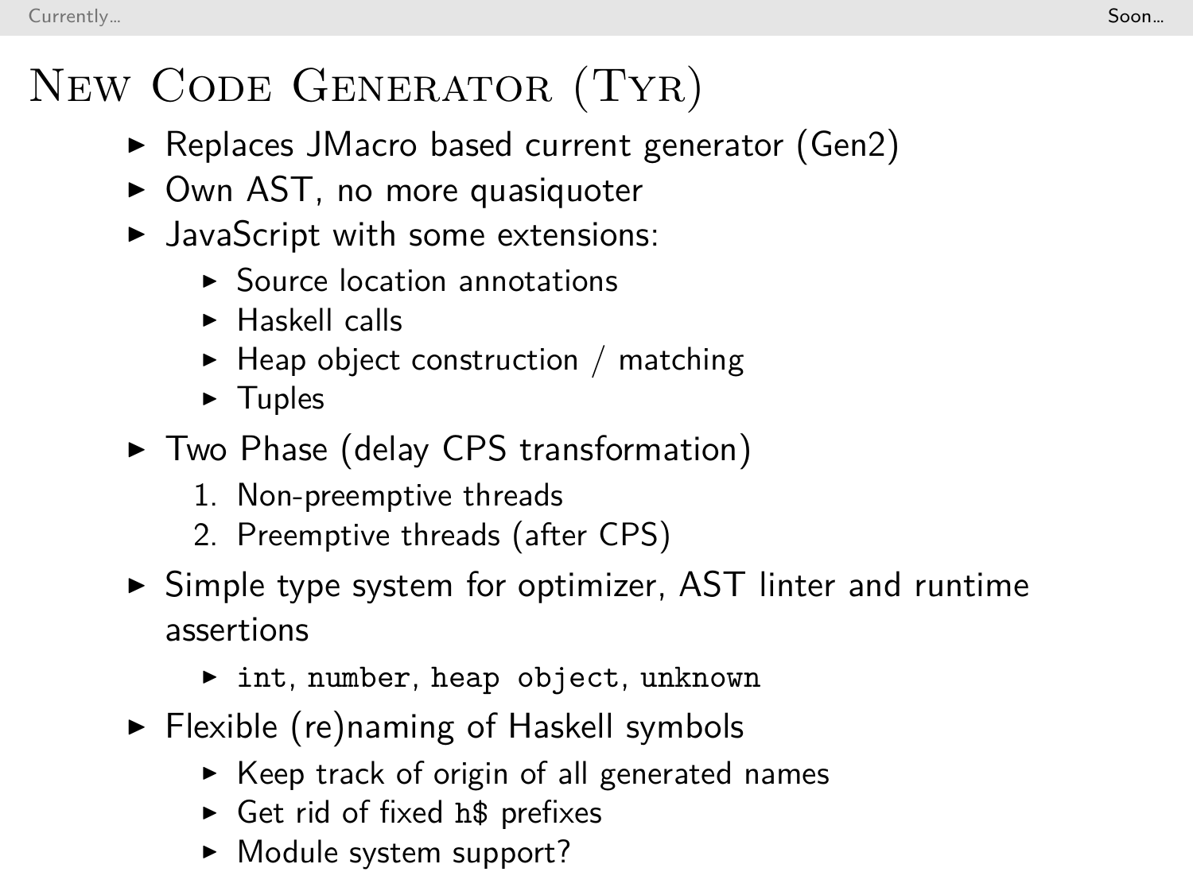# New Code Generator (Tyr)

- Replaces JMacro based current generator (Gen2)
- Own AST, no more quasiquoter
- JavaScript with some extensions:
  - Source location annotations
  - Haskell calls
  - Heap object construction / matching
  - Tuples
- Two Phase (delay CPS transformation)
  1. Non-preemptive threads
  2. Preemptive threads (after CPS)
- Simple type system for optimizer, AST linter and runtime assertions
  - `int`, `number`, `heap object`, `unknown`
- Flexible (re)naming of Haskell symbols
  - Keep track of origin of all generated names
  - Get rid of fixed `h$` prefixes
  - Module system support?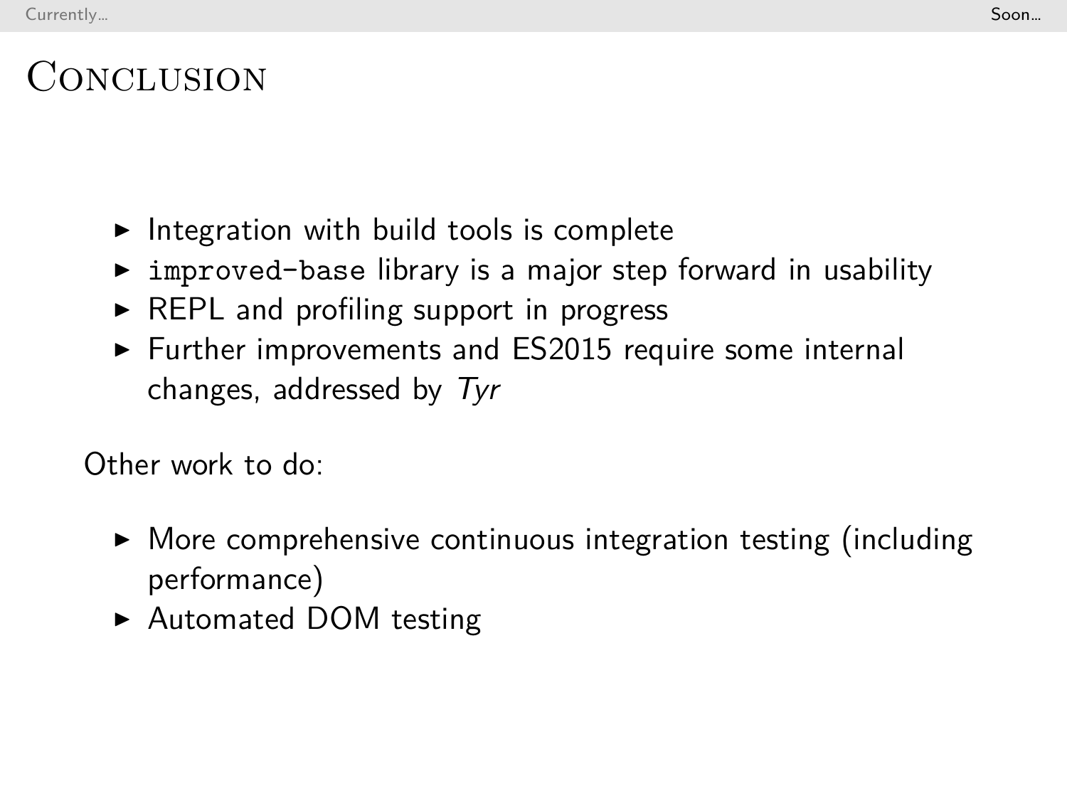# Conclusion

- Integration with build tools is complete
- `improved-base` library is a major step forward in usability
- REPL and profiling support in progress
- Further improvements and ES2015 require some internal changes, addressed by *Tyr*

Other work to do:

- More comprehensive continuous integration testing (including performance)
- Automated DOM testing